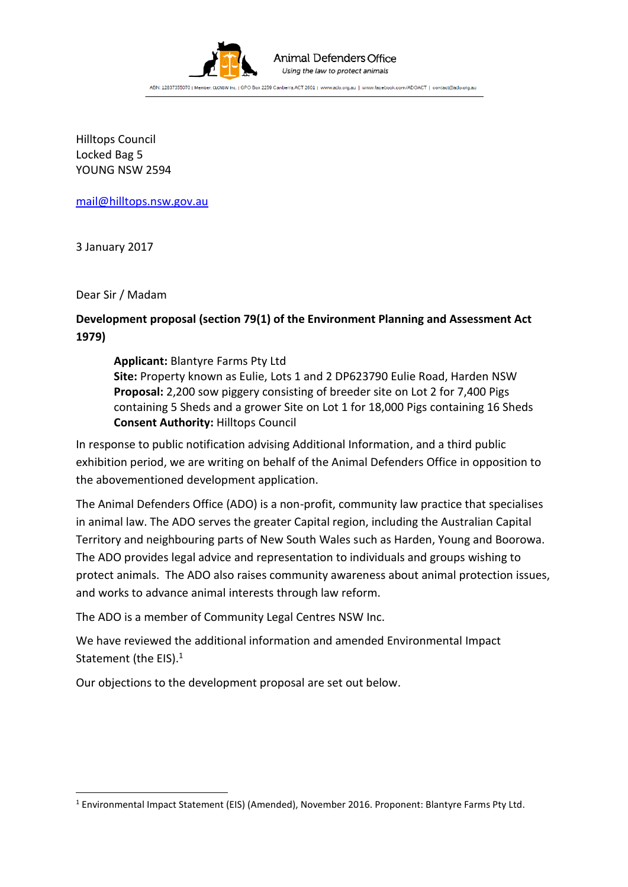Animal Defenders Office
*Using the law to protect animals*

ABN: 12837355070 | Member: CLCNSW Inc. | GPO Box 2259 Canberra ACT 2601 | www.ado.org.au | www.facebook.com/ADOACT | contact@ado.org.au

Hilltops Council
Locked Bag 5
YOUNG NSW 2594

mail@hilltops.nsw.gov.au

3 January 2017

Dear Sir / Madam

**Development proposal (section 79(1) of the Environment Planning and Assessment Act 1979)**

> **Applicant:** Blantyre Farms Pty Ltd
> **Site:** Property known as Eulie, Lots 1 and 2 DP623790 Eulie Road, Harden NSW
> **Proposal:** 2,200 sow piggery consisting of breeder site on Lot 2 for 7,400 Pigs containing 5 Sheds and a grower Site on Lot 1 for 18,000 Pigs containing 16 Sheds
> **Consent Authority:** Hilltops Council

In response to public notification advising Additional Information, and a third public exhibition period, we are writing on behalf of the Animal Defenders Office in opposition to the abovementioned development application.

The Animal Defenders Office (ADO) is a non-profit, community law practice that specialises in animal law. The ADO serves the greater Capital region, including the Australian Capital Territory and neighbouring parts of New South Wales such as Harden, Young and Boorowa. The ADO provides legal advice and representation to individuals and groups wishing to protect animals. The ADO also raises community awareness about animal protection issues, and works to advance animal interests through law reform.

The ADO is a member of Community Legal Centres NSW Inc.

We have reviewed the additional information and amended Environmental Impact Statement (the EIS).[1]

Our objections to the development proposal are set out below.

[1] Environmental Impact Statement (EIS) (Amended), November 2016. Proponent: Blantyre Farms Pty Ltd.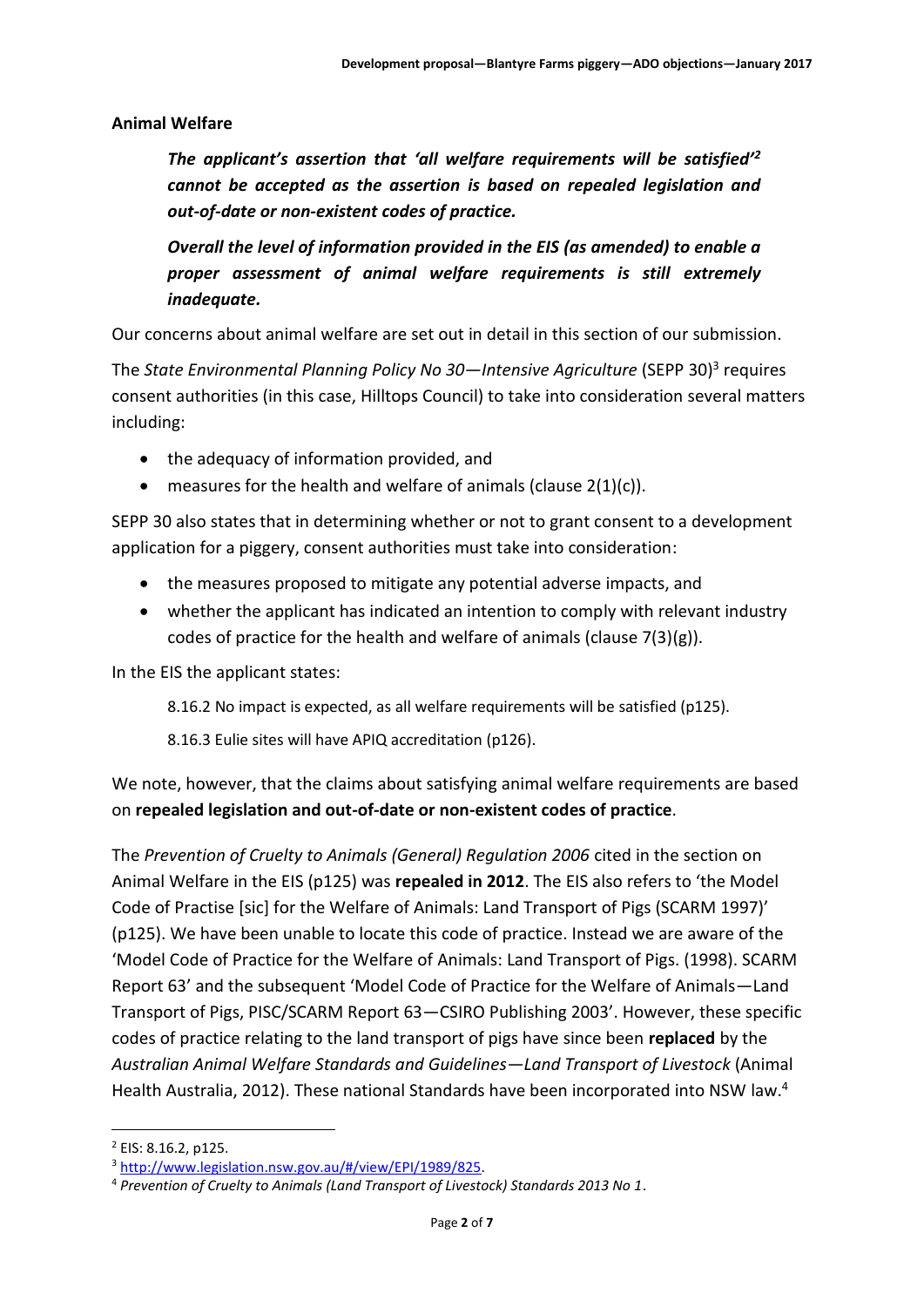**Animal Welfare**

> ***The applicant's assertion that 'all welfare requirements will be satisfied'[2] cannot be accepted as the assertion is based on repealed legislation and out-of-date or non-existent codes of practice.***
>
> ***Overall the level of information provided in the EIS (as amended) to enable a proper assessment of animal welfare requirements is still extremely inadequate.***

Our concerns about animal welfare are set out in detail in this section of our submission.

The *State Environmental Planning Policy No 30—Intensive Agriculture* (SEPP 30)[3] requires consent authorities (in this case, Hilltops Council) to take into consideration several matters including:

- the adequacy of information provided, and
- measures for the health and welfare of animals (clause 2(1)(c)).

SEPP 30 also states that in determining whether or not to grant consent to a development application for a piggery, consent authorities must take into consideration:

- the measures proposed to mitigate any potential adverse impacts, and
- whether the applicant has indicated an intention to comply with relevant industry codes of practice for the health and welfare of animals (clause 7(3)(g)).

In the EIS the applicant states:

> 8.16.2 No impact is expected, as all welfare requirements will be satisfied (p125).
>
> 8.16.3 Eulie sites will have APIQ accreditation (p126).

We note, however, that the claims about satisfying animal welfare requirements are based on **repealed legislation and out-of-date or non-existent codes of practice**.

The *Prevention of Cruelty to Animals (General) Regulation 2006* cited in the section on Animal Welfare in the EIS (p125) was **repealed in 2012**. The EIS also refers to 'the Model Code of Practise [sic] for the Welfare of Animals: Land Transport of Pigs (SCARM 1997)' (p125). We have been unable to locate this code of practice. Instead we are aware of the 'Model Code of Practice for the Welfare of Animals: Land Transport of Pigs. (1998). SCARM Report 63' and the subsequent 'Model Code of Practice for the Welfare of Animals—Land Transport of Pigs, PISC/SCARM Report 63—CSIRO Publishing 2003'. However, these specific codes of practice relating to the land transport of pigs have since been **replaced** by the *Australian Animal Welfare Standards and Guidelines—Land Transport of Livestock* (Animal Health Australia, 2012). These national Standards have been incorporated into NSW law.[4]

---

[2] EIS: 8.16.2, p125.

[3] http://www.legislation.nsw.gov.au/#/view/EPI/1989/825.

[4] *Prevention of Cruelty to Animals (Land Transport of Livestock) Standards 2013 No 1*.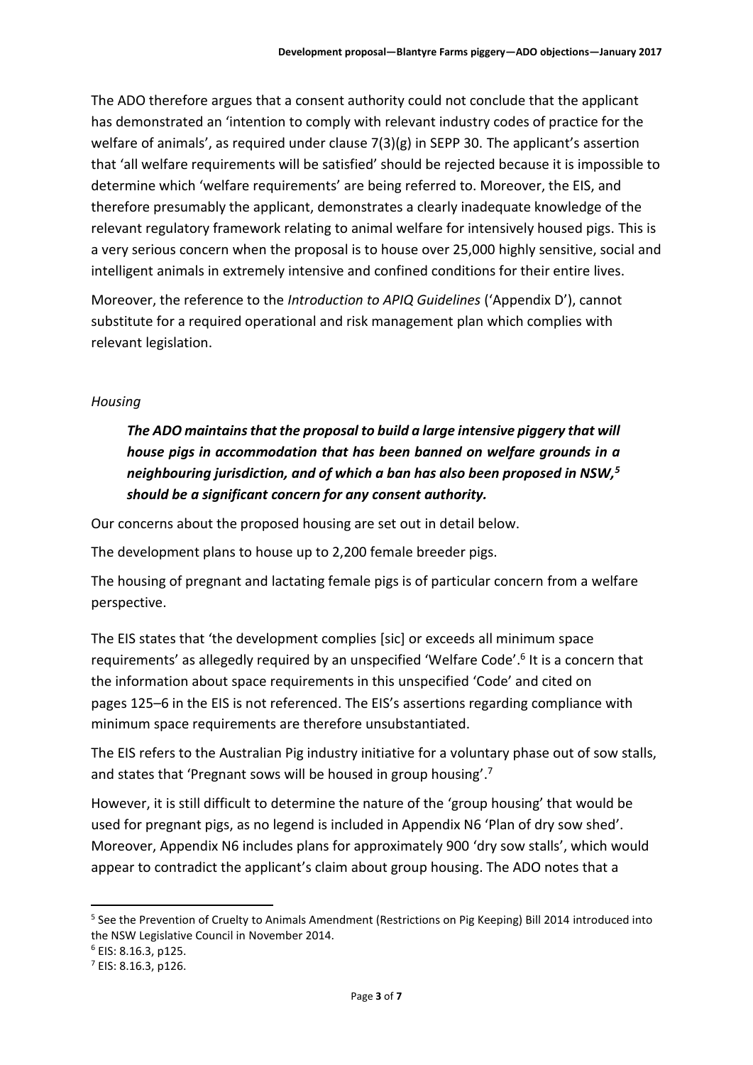The ADO therefore argues that a consent authority could not conclude that the applicant has demonstrated an 'intention to comply with relevant industry codes of practice for the welfare of animals', as required under clause 7(3)(g) in SEPP 30. The applicant's assertion that 'all welfare requirements will be satisfied' should be rejected because it is impossible to determine which 'welfare requirements' are being referred to. Moreover, the EIS, and therefore presumably the applicant, demonstrates a clearly inadequate knowledge of the relevant regulatory framework relating to animal welfare for intensively housed pigs. This is a very serious concern when the proposal is to house over 25,000 highly sensitive, social and intelligent animals in extremely intensive and confined conditions for their entire lives.

Moreover, the reference to the *Introduction to APIQ Guidelines* ('Appendix D'), cannot substitute for a required operational and risk management plan which complies with relevant legislation.

*Housing*

> ***The ADO maintains that the proposal to build a large intensive piggery that will house pigs in accommodation that has been banned on welfare grounds in a neighbouring jurisdiction, and of which a ban has also been proposed in NSW,[5] should be a significant concern for any consent authority.***

Our concerns about the proposed housing are set out in detail below.

The development plans to house up to 2,200 female breeder pigs.

The housing of pregnant and lactating female pigs is of particular concern from a welfare perspective.

The EIS states that 'the development complies [sic] or exceeds all minimum space requirements' as allegedly required by an unspecified 'Welfare Code'.[6] It is a concern that the information about space requirements in this unspecified 'Code' and cited on pages 125–6 in the EIS is not referenced. The EIS's assertions regarding compliance with minimum space requirements are therefore unsubstantiated.

The EIS refers to the Australian Pig industry initiative for a voluntary phase out of sow stalls, and states that 'Pregnant sows will be housed in group housing'.[7]

However, it is still difficult to determine the nature of the 'group housing' that would be used for pregnant pigs, as no legend is included in Appendix N6 'Plan of dry sow shed'. Moreover, Appendix N6 includes plans for approximately 900 'dry sow stalls', which would appear to contradict the applicant's claim about group housing. The ADO notes that a

---

[5] See the Prevention of Cruelty to Animals Amendment (Restrictions on Pig Keeping) Bill 2014 introduced into the NSW Legislative Council in November 2014.

[6] EIS: 8.16.3, p125.

[7] EIS: 8.16.3, p126.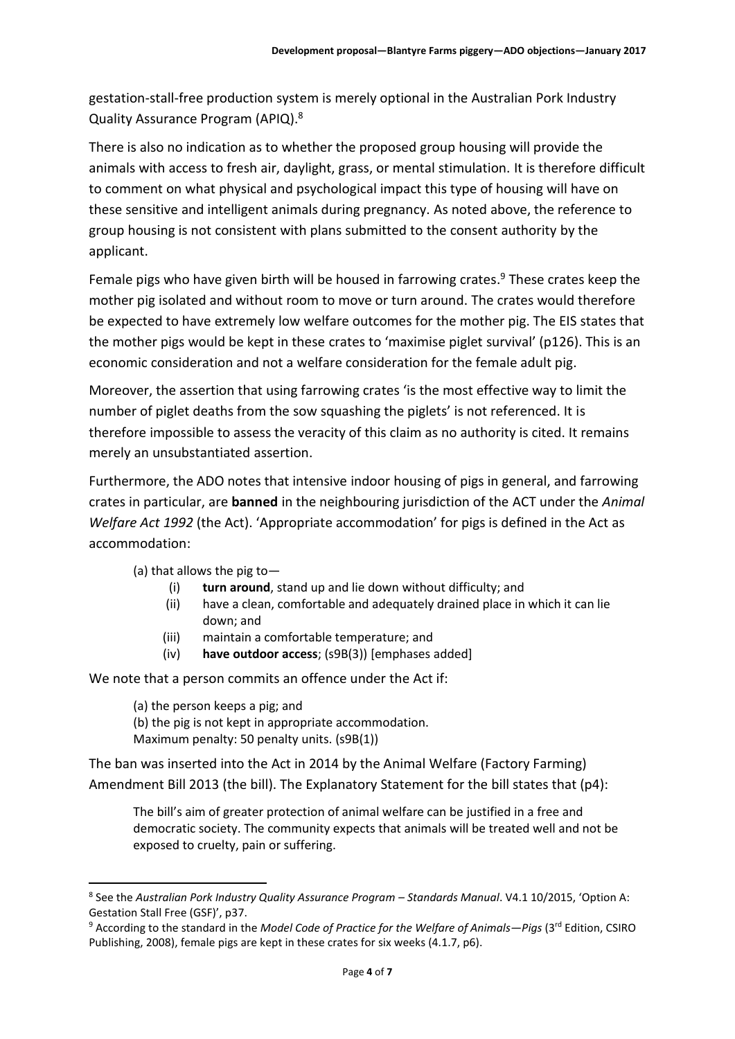gestation-stall-free production system is merely optional in the Australian Pork Industry Quality Assurance Program (APIQ).[8]

There is also no indication as to whether the proposed group housing will provide the animals with access to fresh air, daylight, grass, or mental stimulation. It is therefore difficult to comment on what physical and psychological impact this type of housing will have on these sensitive and intelligent animals during pregnancy. As noted above, the reference to group housing is not consistent with plans submitted to the consent authority by the applicant.

Female pigs who have given birth will be housed in farrowing crates.[9] These crates keep the mother pig isolated and without room to move or turn around. The crates would therefore be expected to have extremely low welfare outcomes for the mother pig. The EIS states that the mother pigs would be kept in these crates to 'maximise piglet survival' (p126). This is an economic consideration and not a welfare consideration for the female adult pig.

Moreover, the assertion that using farrowing crates 'is the most effective way to limit the number of piglet deaths from the sow squashing the piglets' is not referenced. It is therefore impossible to assess the veracity of this claim as no authority is cited. It remains merely an unsubstantiated assertion.

Furthermore, the ADO notes that intensive indoor housing of pigs in general, and farrowing crates in particular, are **banned** in the neighbouring jurisdiction of the ACT under the *Animal Welfare Act 1992* (the Act). 'Appropriate accommodation' for pigs is defined in the Act as accommodation:

> (a) that allows the pig to—
>
> (i) **turn around**, stand up and lie down without difficulty; and
>
> (ii) have a clean, comfortable and adequately drained place in which it can lie down; and
>
> (iii) maintain a comfortable temperature; and
>
> (iv) **have outdoor access**; (s9B(3)) [emphases added]

We note that a person commits an offence under the Act if:

> (a) the person keeps a pig; and
>
> (b) the pig is not kept in appropriate accommodation.
>
> Maximum penalty: 50 penalty units. (s9B(1))

The ban was inserted into the Act in 2014 by the Animal Welfare (Factory Farming) Amendment Bill 2013 (the bill). The Explanatory Statement for the bill states that (p4):

> The bill's aim of greater protection of animal welfare can be justified in a free and democratic society. The community expects that animals will be treated well and not be exposed to cruelty, pain or suffering.

---

[8] See the *Australian Pork Industry Quality Assurance Program – Standards Manual*. V4.1 10/2015, 'Option A: Gestation Stall Free (GSF)', p37.

[9] According to the standard in the *Model Code of Practice for the Welfare of Animals—Pigs* (3rd Edition, CSIRO Publishing, 2008), female pigs are kept in these crates for six weeks (4.1.7, p6).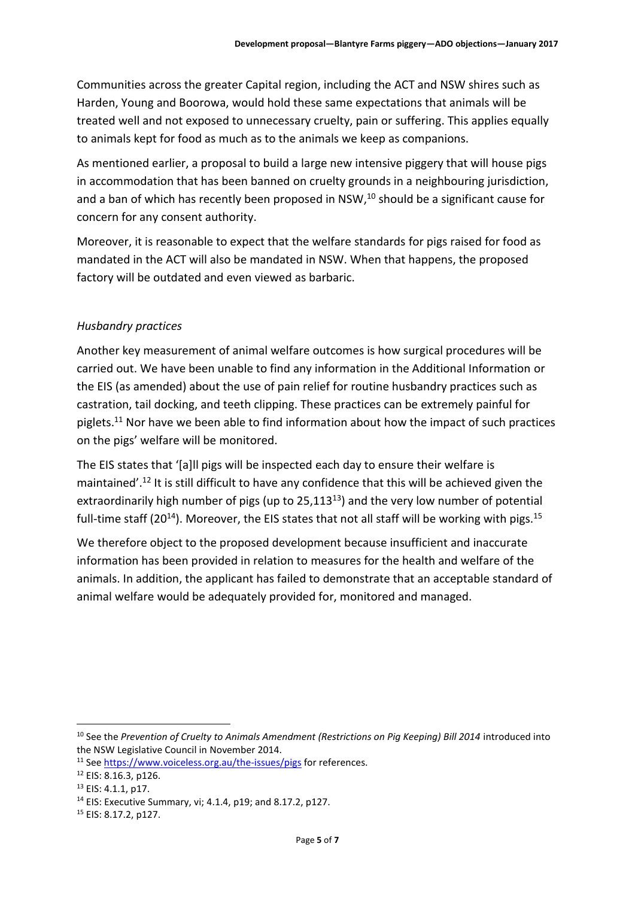Communities across the greater Capital region, including the ACT and NSW shires such as Harden, Young and Boorowa, would hold these same expectations that animals will be treated well and not exposed to unnecessary cruelty, pain or suffering. This applies equally to animals kept for food as much as to the animals we keep as companions.

As mentioned earlier, a proposal to build a large new intensive piggery that will house pigs in accommodation that has been banned on cruelty grounds in a neighbouring jurisdiction, and a ban of which has recently been proposed in NSW,[10] should be a significant cause for concern for any consent authority.

Moreover, it is reasonable to expect that the welfare standards for pigs raised for food as mandated in the ACT will also be mandated in NSW. When that happens, the proposed factory will be outdated and even viewed as barbaric.

### *Husbandry practices*

Another key measurement of animal welfare outcomes is how surgical procedures will be carried out. We have been unable to find any information in the Additional Information or the EIS (as amended) about the use of pain relief for routine husbandry practices such as castration, tail docking, and teeth clipping. These practices can be extremely painful for piglets.[11] Nor have we been able to find information about how the impact of such practices on the pigs' welfare will be monitored.

The EIS states that '[a]ll pigs will be inspected each day to ensure their welfare is maintained'.[12] It is still difficult to have any confidence that this will be achieved given the extraordinarily high number of pigs (up to 25,113[13]) and the very low number of potential full-time staff (20[14]). Moreover, the EIS states that not all staff will be working with pigs.[15]

We therefore object to the proposed development because insufficient and inaccurate information has been provided in relation to measures for the health and welfare of the animals. In addition, the applicant has failed to demonstrate that an acceptable standard of animal welfare would be adequately provided for, monitored and managed.

---

[10] See the *Prevention of Cruelty to Animals Amendment (Restrictions on Pig Keeping) Bill 2014* introduced into the NSW Legislative Council in November 2014.

[11] See https://www.voiceless.org.au/the-issues/pigs for references.

[12] EIS: 8.16.3, p126.

[13] EIS: 4.1.1, p17.

[14] EIS: Executive Summary, vi; 4.1.4, p19; and 8.17.2, p127.

[15] EIS: 8.17.2, p127.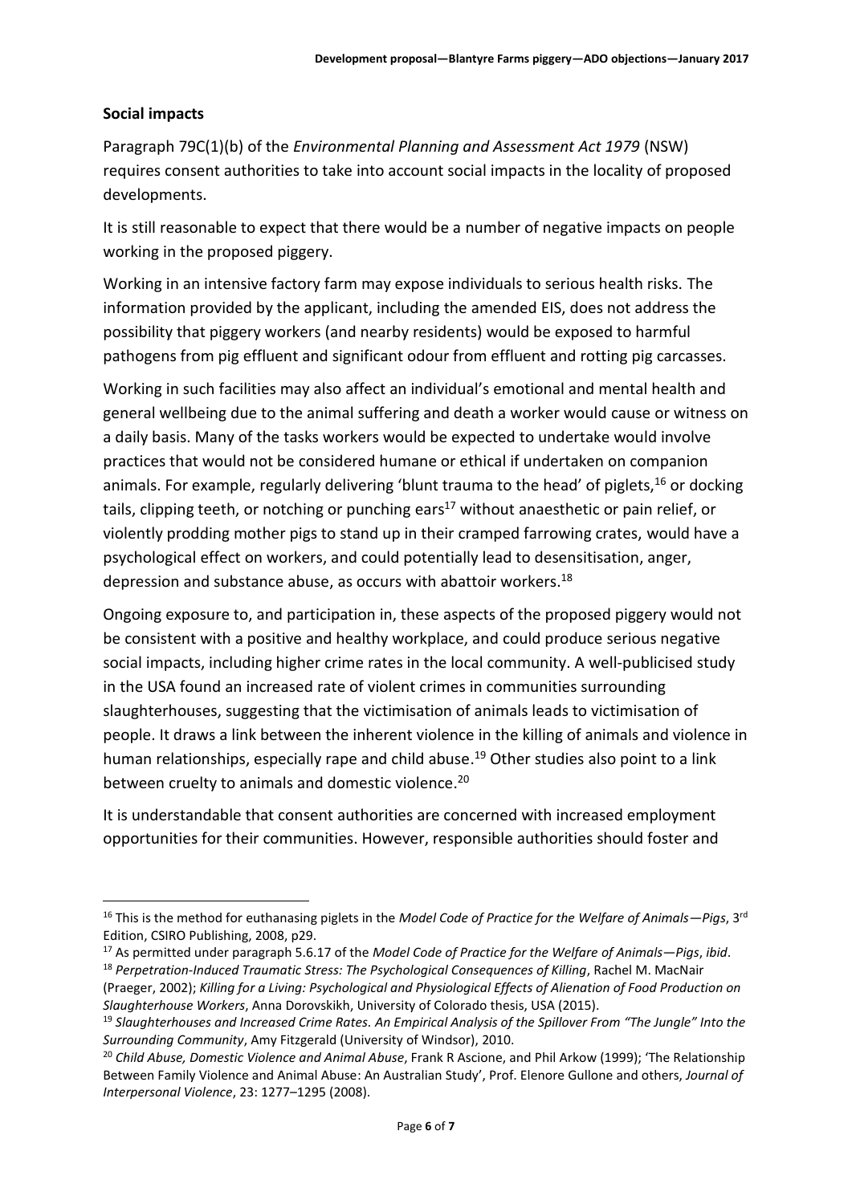## Social impacts

Paragraph 79C(1)(b) of the *Environmental Planning and Assessment Act 1979* (NSW) requires consent authorities to take into account social impacts in the locality of proposed developments.

It is still reasonable to expect that there would be a number of negative impacts on people working in the proposed piggery.

Working in an intensive factory farm may expose individuals to serious health risks. The information provided by the applicant, including the amended EIS, does not address the possibility that piggery workers (and nearby residents) would be exposed to harmful pathogens from pig effluent and significant odour from effluent and rotting pig carcasses.

Working in such facilities may also affect an individual's emotional and mental health and general wellbeing due to the animal suffering and death a worker would cause or witness on a daily basis. Many of the tasks workers would be expected to undertake would involve practices that would not be considered humane or ethical if undertaken on companion animals. For example, regularly delivering 'blunt trauma to the head' of piglets,[16] or docking tails, clipping teeth, or notching or punching ears[17] without anaesthetic or pain relief, or violently prodding mother pigs to stand up in their cramped farrowing crates, would have a psychological effect on workers, and could potentially lead to desensitisation, anger, depression and substance abuse, as occurs with abattoir workers.[18]

Ongoing exposure to, and participation in, these aspects of the proposed piggery would not be consistent with a positive and healthy workplace, and could produce serious negative social impacts, including higher crime rates in the local community. A well-publicised study in the USA found an increased rate of violent crimes in communities surrounding slaughterhouses, suggesting that the victimisation of animals leads to victimisation of people. It draws a link between the inherent violence in the killing of animals and violence in human relationships, especially rape and child abuse.[19] Other studies also point to a link between cruelty to animals and domestic violence.[20]

It is understandable that consent authorities are concerned with increased employment opportunities for their communities. However, responsible authorities should foster and

---

[16] This is the method for euthanasing piglets in the *Model Code of Practice for the Welfare of Animals—Pigs*, 3rd Edition, CSIRO Publishing, 2008, p29.

[17] As permitted under paragraph 5.6.17 of the *Model Code of Practice for the Welfare of Animals—Pigs*, *ibid*.

[18] *Perpetration-Induced Traumatic Stress: The Psychological Consequences of Killing*, Rachel M. MacNair (Praeger, 2002); *Killing for a Living: Psychological and Physiological Effects of Alienation of Food Production on Slaughterhouse Workers*, Anna Dorovskikh, University of Colorado thesis, USA (2015).

[19] *Slaughterhouses and Increased Crime Rates. An Empirical Analysis of the Spillover From "The Jungle" Into the Surrounding Community*, Amy Fitzgerald (University of Windsor), 2010.

[20] *Child Abuse, Domestic Violence and Animal Abuse*, Frank R Ascione, and Phil Arkow (1999); 'The Relationship Between Family Violence and Animal Abuse: An Australian Study', Prof. Elenore Gullone and others, *Journal of Interpersonal Violence*, 23: 1277–1295 (2008).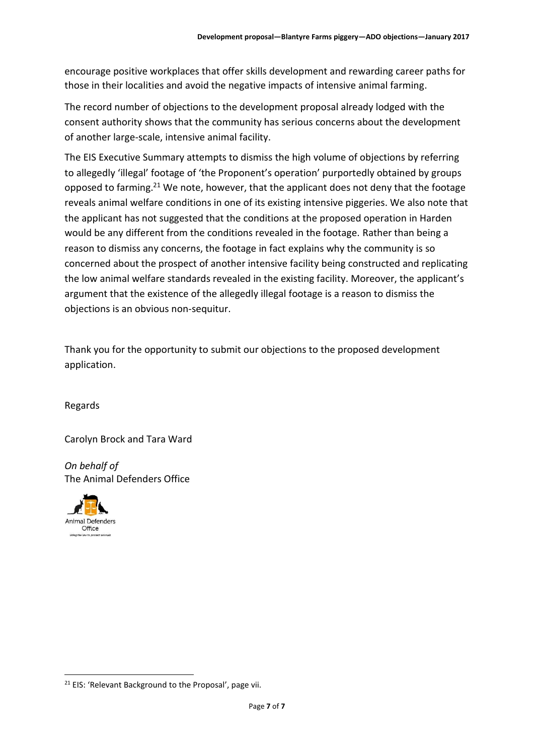encourage positive workplaces that offer skills development and rewarding career paths for those in their localities and avoid the negative impacts of intensive animal farming.

The record number of objections to the development proposal already lodged with the consent authority shows that the community has serious concerns about the development of another large-scale, intensive animal facility.

The EIS Executive Summary attempts to dismiss the high volume of objections by referring to allegedly 'illegal' footage of 'the Proponent's operation' purportedly obtained by groups opposed to farming.[21] We note, however, that the applicant does not deny that the footage reveals animal welfare conditions in one of its existing intensive piggeries. We also note that the applicant has not suggested that the conditions at the proposed operation in Harden would be any different from the conditions revealed in the footage. Rather than being a reason to dismiss any concerns, the footage in fact explains why the community is so concerned about the prospect of another intensive facility being constructed and replicating the low animal welfare standards revealed in the existing facility. Moreover, the applicant's argument that the existence of the allegedly illegal footage is a reason to dismiss the objections is an obvious non-sequitur.

Thank you for the opportunity to submit our objections to the proposed development application.

Regards

Carolyn Brock and Tara Ward

*On behalf of*
The Animal Defenders Office

Animal Defenders Office
Using the law to protect animals

---

[21] EIS: 'Relevant Background to the Proposal', page vii.